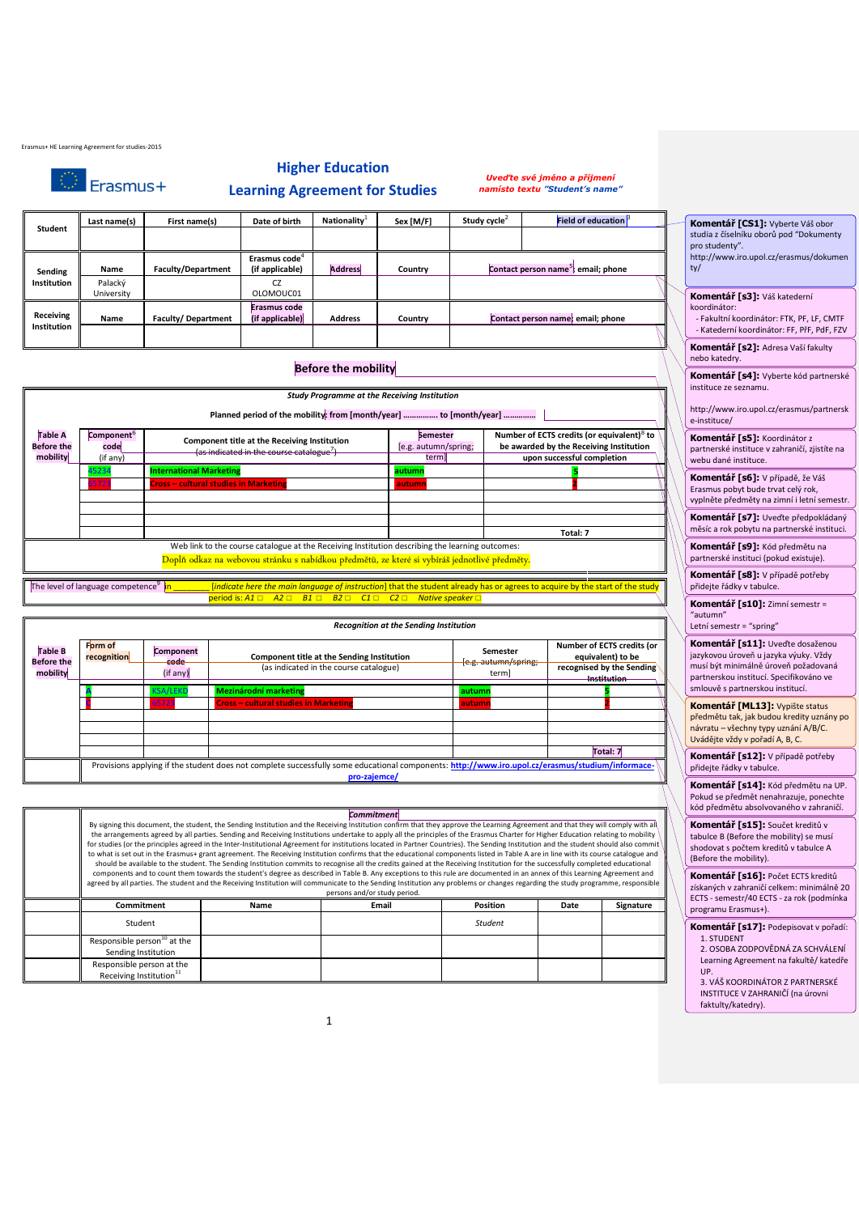Erasmus+ HE Learning Agreement for studies-2015

Erasmus+

# Higher Education
## Learning Agreement for Studies

*Uveďte své jméno a příjmení namísto textu "Student's name"*

| Student | Last name(s) | First name(s) | Date of birth | Nationality[1] | Sex [M/F] | Study cycle[2] | Field of education[3] |
|---|---|---|---|---|---|---|---|
| | | | | | | | |
| **Sending Institution** | Name | Faculty/Department | Erasmus code[4] (if applicable) | Address | Country | Contact person name[5]; email; phone | |
| | Palacký University | | CZ OLOMOUC01 | | | | |
| **Receiving Institution** | Name | Faculty/ Department | Erasmus code (if applicable) | Address | Country | Contact person name; email; phone | |
| | | | | | | | |

## Before the mobility

*Study Programme at the Receiving Institution*

Planned period of the mobility: from [month/year] ............... to [month/year] ..............

| Table A Before the mobility | Component[6] code (if any) | Component title at the Receiving Institution ~~(as indicated in the course catalogue[7])~~ | Semester [e.g. autumn/spring; term] | Number of ECTS credits (or equivalent)[8] to be awarded by the Receiving Institution upon successful completion |
|---|---|---|---|---|
| | 45234 | International Marketing | autumn | 5 |
| | 45722 | Cross – cultural studies in Marketing | autumn | 2 |
| | | | | |
| | | | | |
| | | | | |
| | | | | Total: 7 |

Web link to the course catalogue at the Receiving Institution describing the learning outcomes:
Doplň odkaz na webovou stránku s nabídkou předmětů, ze které si vybíráš jednotlivé předměty.

The level of language competence[9] in ________ *[indicate here the main language of instruction]* that the student already has or agrees to acquire by the start of the study period is: *A1 □ A2 □ B1 □ B2 □ C1 □ C2 □ Native speaker □*

*Recognition at the Sending Institution*

| Table B Before the mobility | Form of recognition | Component ~~code~~ (if any) | Component title at the Sending Institution (as indicated in the course catalogue) | Semester ~~[e.g. autumn/spring;~~ term] | Number of ECTS credits (or equivalent) to be recognised by the Sending ~~Institution~~ |
|---|---|---|---|---|---|
| | A | KSA/LEKD | Mezinárodní marketing | autumn | 5 |
| | C | 45722 | Cross – cultural studies in Marketing | autumn | 2 |
| | | | | | |
| | | | | | |
| | | | | | |
| | | | | | Total: 7 |

Provisions applying if the student does not complete successfully some educational components: http://www.iro.upol.cz/erasmus/studium/informace-pro-zajemce/

*Commitment*

By signing this document, the student, the Sending Institution and the Receiving Institution confirm that they approve the Learning Agreement and that they will comply with all the arrangements agreed by all parties. Sending and Receiving Institutions undertake to apply all the principles of the Erasmus Charter for Higher Education relating to mobility for studies (or the principles agreed in the Inter-Institutional Agreement for institutions located in Partner Countries). The Sending Institution and the student should also commit to what is set out in the Erasmus+ grant agreement. The Receiving Institution confirms that the educational components listed in Table A are in line with its course catalogue and should be available to the student. The Sending Institution commits to recognise all the credits gained at the Receiving Institution for the successfully completed educational components and to count them towards the student's degree as described in Table B. Any exceptions to this rule are documented in an annex of this Learning Agreement and agreed by all parties. The student and the Receiving Institution will communicate to the Sending Institution any problems or changes regarding the study programme, responsible persons and/or study period.

| Commitment | Name | Email | Position | Date | Signature |
|---|---|---|---|---|---|
| Student | | | *Student* | | |
| Responsible person[10] at the Sending Institution | | | | | |
| Responsible person at the Receiving Institution[11] | | | | | |

---

**Komentář [CS1]:** Vyberte Váš obor studia z číselníku oborů pod "Dokumenty pro studenty". http://www.iro.upol.cz/erasmus/dokumenty/

**Komentář [s3]:** Váš katederní koordinátor:
- Fakultní koordinátor: FTK, PF, LF, CMTF
- Katederní koordinátor: FF, PřF, PdF, FZV

**Komentář [s2]:** Adresa Vaší fakulty nebo katedry.

**Komentář [s4]:** Vyberte kód partnerské instituce ze seznamu.

http://www.iro.upol.cz/erasmus/partnerske-instituce/

**Komentář [s5]:** Koordinátor z partnerské instituce v zahraničí, zjistíte na webu dané instituce.

**Komentář [s6]:** V případě, že Váš Erasmus pobyt bude trvat celý rok, vyplněte předměty na zimní i letní semestr.

**Komentář [s7]:** Uveďte předpokládaný měsíc a rok pobytu na partnerské instituci.

**Komentář [s9]:** Kód předmětu na partnerské instituci (pokud existuje).

**Komentář [s8]:** V případě potřeby přidejte řádky v tabulce.

**Komentář [s10]:** Zimní semestr = "autumn"
Letní semestr = "spring"

**Komentář [s11]:** Uveďte dosaženou jazykovou úroveň u jazyka výuky. Vždy musí být minimálně úroveň požadovaná partnerskou institucí. Specifikováno ve smlouvě s partnerskou institucí.

**Komentář [ML13]:** Vypište status předmětu tak, jak budou kredity uznány po návratu – všechny typy uznání A/B/C. Uvádějte vždy v pořadí A, B, C.

**Komentář [s12]:** V případě potřeby přidejte řádky v tabulce.

**Komentář [s14]:** Kód předmětu na UP. Pokud se předmět nenahrazuje, ponechte kód předmětu absolvovaného v zahraničí.

**Komentář [s15]:** Součet kreditů v tabulce B (Before the mobility) se musí shodovat s počtem kreditů v tabulce A (Before the mobility).

**Komentář [s16]:** Počet ECTS kreditů získaných v zahraničí celkem: minimálně 20 ECTS - semestr/40 ECTS - za rok (podmínka programu Erasmus+).

**Komentář [s17]:** Podepisovat v pořadí:
1. STUDENT
2. OSOBA ZODPOVĚDNÁ ZA SCHVÁLENÍ Learning Agreement na fakultě/ katedře UP.
3. VÁŠ KOORDINÁTOR Z PARTNERSKÉ INSTITUCE V ZAHRANIČÍ (na úrovni faktulty/katedry).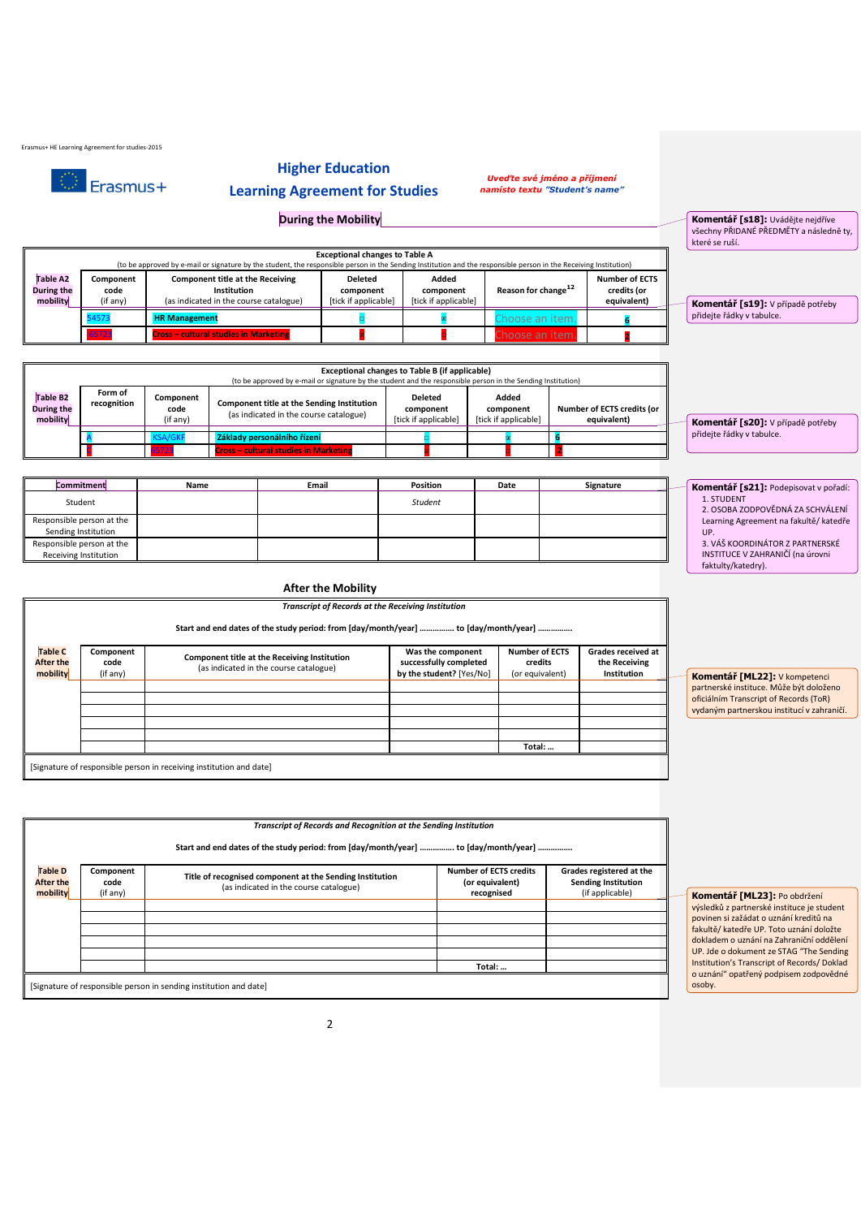Erasmus+ HE Learning Agreement for studies-2015

Erasmus+

## Higher Education
## Learning Agreement for Studies

*Uveďte své jméno a příjmení namísto textu "Student's name"*

### During the Mobility

| **Table A2 During the mobility** | **Component code** (if any) | **Component title at the Receiving Institution** (as indicated in the course catalogue) | **Deleted component** [tick if applicable] | **Added component** [tick if applicable] | **Reason for change**[12] | **Number of ECTS credits (or equivalent)** |
|---|---|---|---|---|---|---|
| **Exceptional changes to Table A** (to be approved by e-mail or signature by the student, the responsible person in the Sending Institution and the responsible person in the Receiving Institution) | | | | | | |
| | 54573 | HR Management | ☐ | x | Choose an item. | 6 |
| | 65723 | Cross – cultural studies in Marketing | x | ☐ | Choose an item. | 2 |

**Komentář [s18]:** Uvádějte nejdříve všechny PŘIDANÉ PŘEDMĚTY a následně ty, které se ruší.

**Komentář [s19]:** V případě potřeby přidejte řádky v tabulce.

| **Table B2 During the mobility** | **Form of recognition** | **Component code** (if any) | **Component title at the Sending Institution** (as indicated in the course catalogue) | **Deleted component** [tick if applicable] | **Added component** [tick if applicable] | **Number of ECTS credits (or equivalent)** |
|---|---|---|---|---|---|---|
| **Exceptional changes to Table B (if applicable)** (to be approved by e-mail or signature by the student and the responsible person in the Sending Institution) | | | | | | |
| | A | KSA/GKF | Základy personálního řízení | ☐ | x | 6 |
| | Z | 65723 | Cross – cultural studies in Marketing | x | ☐ | 2 |

**Komentář [s20]:** V případě potřeby přidejte řádky v tabulce.

| Commitment | Name | Email | Position | Date | Signature |
|---|---|---|---|---|---|
| Student | | | *Student* | | |
| Responsible person at the Sending Institution | | | | | |
| Responsible person at the Receiving Institution | | | | | |

**Komentář [s21]:** Podepisovat v pořadí:
1. STUDENT
2. OSOBA ZODPOVĚDNÁ ZA SCHVÁLENÍ Learning Agreement na fakultě/ katedře UP.
3. VÁŠ KOORDINÁTOR Z PARTNERSKÉ INSTITUCE V ZAHRANIČÍ (na úrovni fakulty/katedry).

### After the Mobility

*Transcript of Records at the Receiving Institution*

**Start and end dates of the study period: from [day/month/year] ……………. to [day/month/year] ……………**

| **Table C After the mobility** | **Component code** (if any) | **Component title at the Receiving Institution** (as indicated in the course catalogue) | **Was the component successfully completed by the student?** [Yes/No] | **Number of ECTS credits** (or equivalent) | **Grades received at the Receiving Institution** |
|---|---|---|---|---|---|
| | | | | | |
| | | | | | |
| | | | | | |
| | | | | | |
| | | | | | |
| | | | | | |
| | | | | **Total: …** | |

[Signature of responsible person in receiving institution and date]

**Komentář [ML22]:** V kompetenci partnerské instituce. Může být doloženo oficiálním Transcript of Records (ToR) vydaným partnerskou institucí v zahraničí.

*Transcript of Records and Recognition at the Sending Institution*

**Start and end dates of the study period: from [day/month/year] ……………. to [day/month/year] ……………**

| **Table D After the mobility** | **Component code** (if any) | **Title of recognised component at the Sending Institution** (as indicated in the course catalogue) | **Number of ECTS credits (or equivalent) recognised** | **Grades registered at the Sending Institution** (if applicable) |
|---|---|---|---|---|
| | | | | |
| | | | | |
| | | | | |
| | | | | |
| | | | | |
| | | | | |
| | | | **Total: …** | |

[Signature of responsible person in sending institution and date]

**Komentář [ML23]:** Po obdržení výsledků z partnerské instituce je student povinen si zažádat o uznání kreditů na fakultě/ katedře UP. Toto uznání doložte dokladem o uznání na Zahraniční oddělení UP. Jde o dokument ze STAG "The Sending Institution's Transcript of Records/ Doklad o uznání" opatřený podpisem zodpovědné osoby.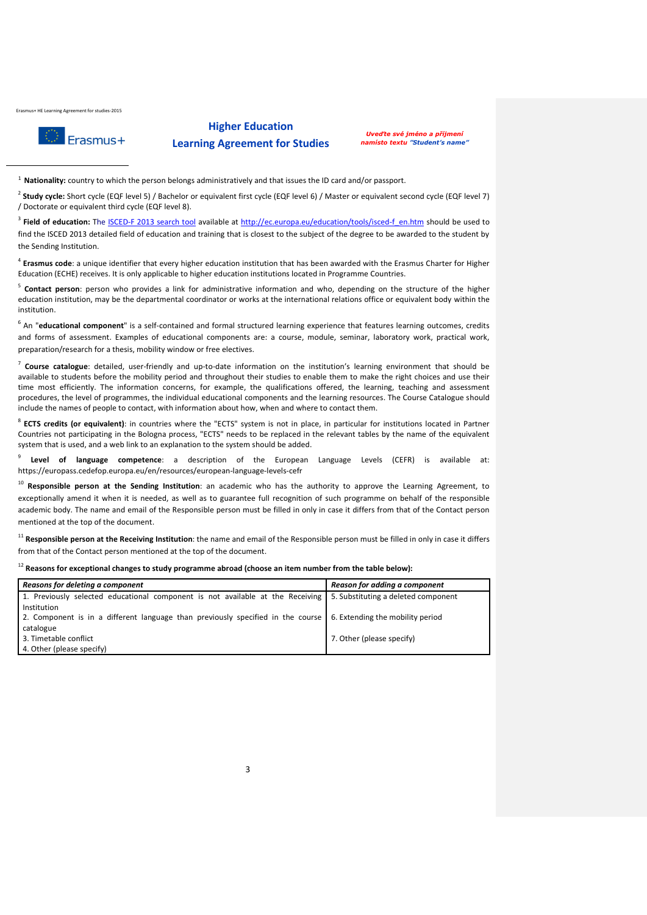# Higher Education
# Learning Agreement for Studies

*Uveďte své jméno a příjmení namísto textu "Student's name"*

[1] **Nationality:** country to which the person belongs administratively and that issues the ID card and/or passport.

[2] **Study cycle:** Short cycle (EQF level 5) / Bachelor or equivalent first cycle (EQF level 6) / Master or equivalent second cycle (EQF level 7) / Doctorate or equivalent third cycle (EQF level 8).

[3] **Field of education:** The ISCED-F 2013 search tool available at http://ec.europa.eu/education/tools/isced-f_en.htm should be used to find the ISCED 2013 detailed field of education and training that is closest to the subject of the degree to be awarded to the student by the Sending Institution.

[4] **Erasmus code**: a unique identifier that every higher education institution that has been awarded with the Erasmus Charter for Higher Education (ECHE) receives. It is only applicable to higher education institutions located in Programme Countries.

[5] **Contact person**: person who provides a link for administrative information and who, depending on the structure of the higher education institution, may be the departmental coordinator or works at the international relations office or equivalent body within the institution.

[6] An "**educational component**" is a self-contained and formal structured learning experience that features learning outcomes, credits and forms of assessment. Examples of educational components are: a course, module, seminar, laboratory work, practical work, preparation/research for a thesis, mobility window or free electives.

[7] **Course catalogue**: detailed, user-friendly and up-to-date information on the institution's learning environment that should be available to students before the mobility period and throughout their studies to enable them to make the right choices and use their time most efficiently. The information concerns, for example, the qualifications offered, the learning, teaching and assessment procedures, the level of programmes, the individual educational components and the learning resources. The Course Catalogue should include the names of people to contact, with information about how, when and where to contact them.

[8] **ECTS credits (or equivalent)**: in countries where the "ECTS" system is not in place, in particular for institutions located in Partner Countries not participating in the Bologna process, "ECTS" needs to be replaced in the relevant tables by the name of the equivalent system that is used, and a web link to an explanation to the system should be added.

[9] **Level of language competence**: a description of the European Language Levels (CEFR) is available at: https://europass.cedefop.europa.eu/en/resources/european-language-levels-cefr

[10] **Responsible person at the Sending Institution**: an academic who has the authority to approve the Learning Agreement, to exceptionally amend it when it is needed, as well as to guarantee full recognition of such programme on behalf of the responsible academic body. The name and email of the Responsible person must be filled in only in case it differs from that of the Contact person mentioned at the top of the document.

[11] **Responsible person at the Receiving Institution**: the name and email of the Responsible person must be filled in only in case it differs from that of the Contact person mentioned at the top of the document.

[12] **Reasons for exceptional changes to study programme abroad (choose an item number from the table below):**

| *Reasons for deleting a component* | *Reason for adding a component* |
|---|---|
| 1. Previously selected educational component is not available at the Receiving Institution | 5. Substituting a deleted component |
| 2. Component is in a different language than previously specified in the course catalogue | 6. Extending the mobility period |
| 3. Timetable conflict | 7. Other (please specify) |
| 4. Other (please specify) | |